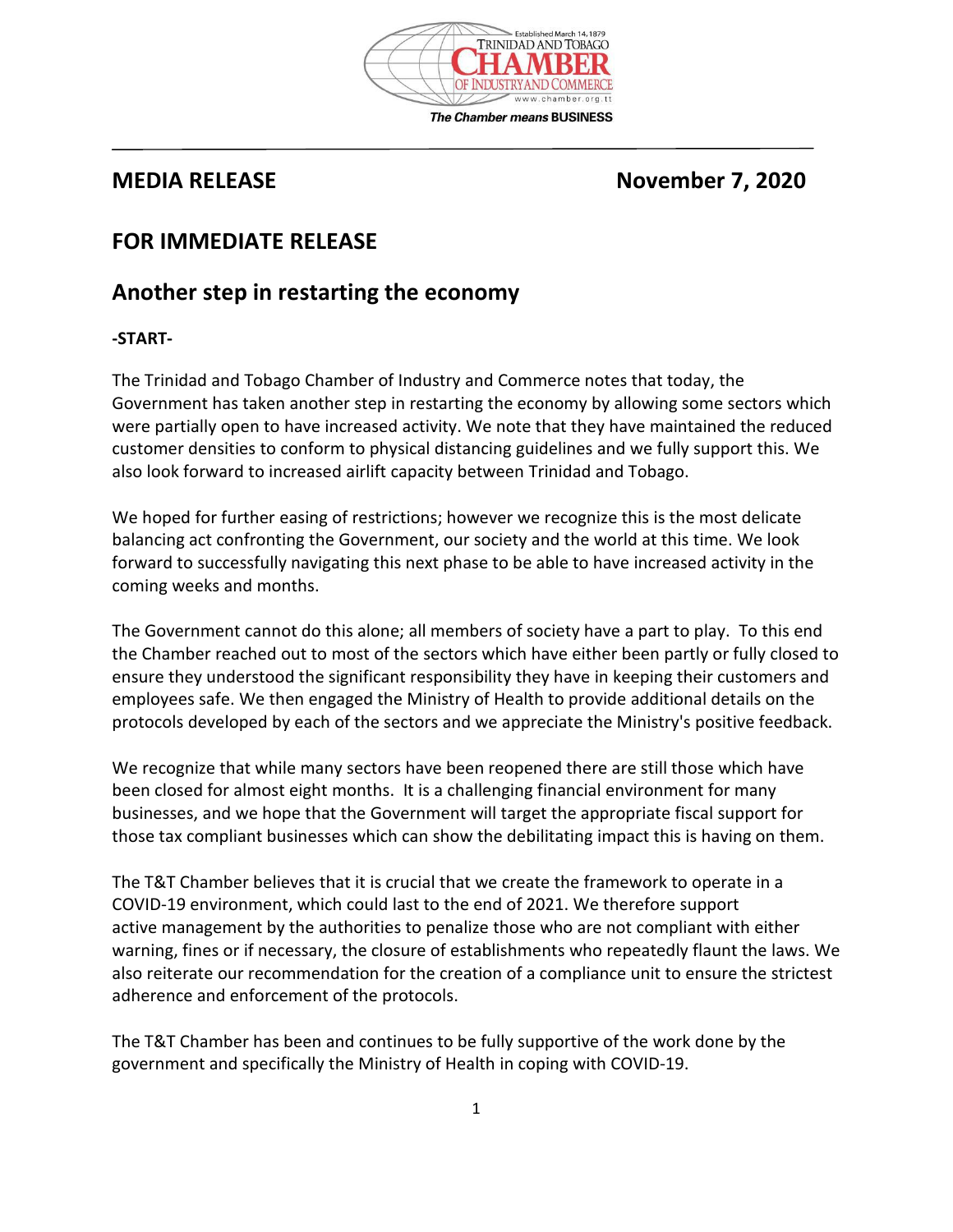Established March 14, 1879
TRINIDAD AND TOBAGO
CHAMBER
OF INDUSTRY AND COMMERCE
www.chamber.org.tt
*The Chamber means* **BUSINESS**

---

## MEDIA RELEASE November 7, 2020

## FOR IMMEDIATE RELEASE

# Another step in restarting the economy

**-START-**

The Trinidad and Tobago Chamber of Industry and Commerce notes that today, the Government has taken another step in restarting the economy by allowing some sectors which were partially open to have increased activity. We note that they have maintained the reduced customer densities to conform to physical distancing guidelines and we fully support this. We also look forward to increased airlift capacity between Trinidad and Tobago.

We hoped for further easing of restrictions; however we recognize this is the most delicate balancing act confronting the Government, our society and the world at this time. We look forward to successfully navigating this next phase to be able to have increased activity in the coming weeks and months.

The Government cannot do this alone; all members of society have a part to play. To this end the Chamber reached out to most of the sectors which have either been partly or fully closed to ensure they understood the significant responsibility they have in keeping their customers and employees safe. We then engaged the Ministry of Health to provide additional details on the protocols developed by each of the sectors and we appreciate the Ministry's positive feedback.

We recognize that while many sectors have been reopened there are still those which have been closed for almost eight months. It is a challenging financial environment for many businesses, and we hope that the Government will target the appropriate fiscal support for those tax compliant businesses which can show the debilitating impact this is having on them.

The T&T Chamber believes that it is crucial that we create the framework to operate in a COVID-19 environment, which could last to the end of 2021. We therefore support active management by the authorities to penalize those who are not compliant with either warning, fines or if necessary, the closure of establishments who repeatedly flaunt the laws. We also reiterate our recommendation for the creation of a compliance unit to ensure the strictest adherence and enforcement of the protocols.

The T&T Chamber has been and continues to be fully supportive of the work done by the government and specifically the Ministry of Health in coping with COVID-19.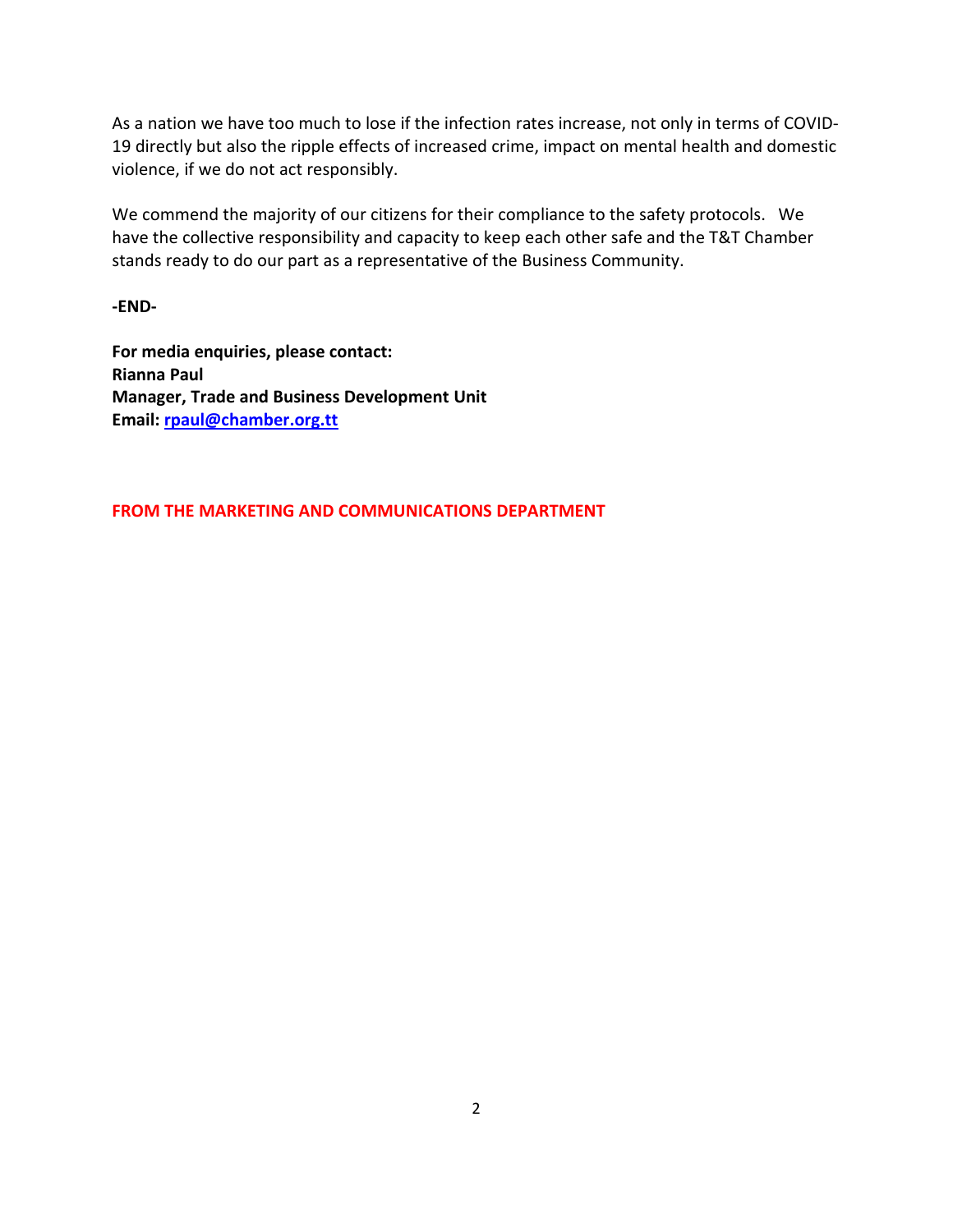As a nation we have too much to lose if the infection rates increase, not only in terms of COVID-19 directly but also the ripple effects of increased crime, impact on mental health and domestic violence, if we do not act responsibly.

We commend the majority of our citizens for their compliance to the safety protocols. We have the collective responsibility and capacity to keep each other safe and the T&T Chamber stands ready to do our part as a representative of the Business Community.

**-END-**

**For media enquiries, please contact:**
**Rianna Paul**
**Manager, Trade and Business Development Unit**
**Email: rpaul@chamber.org.tt**

**FROM THE MARKETING AND COMMUNICATIONS DEPARTMENT**